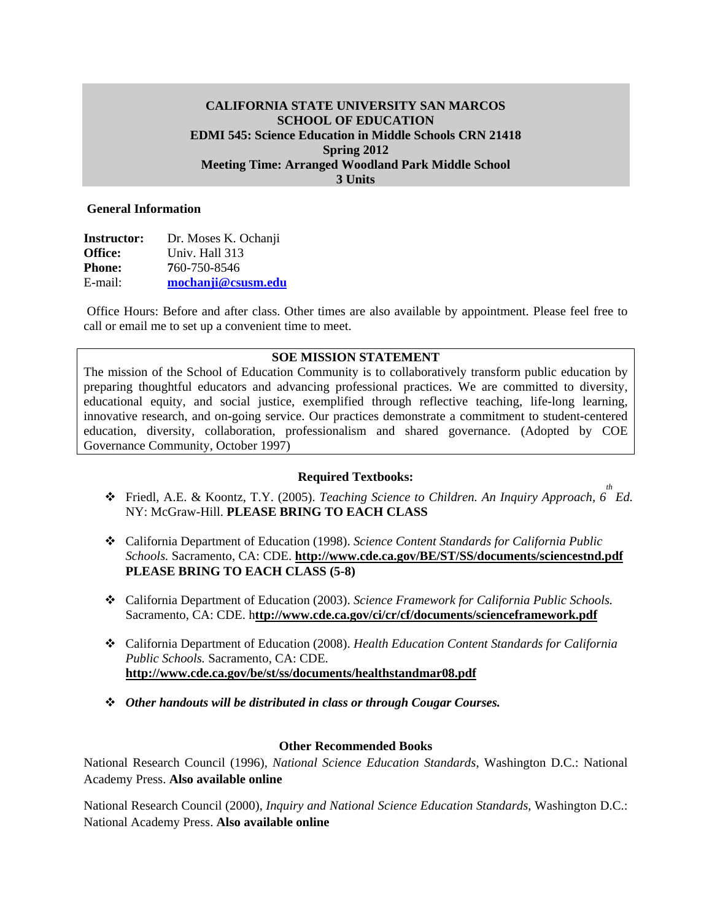**CALIFORNIA STATE UNIVERSITY SAN MARCOS**
**SCHOOL OF EDUCATION**
**EDMI 545: Science Education in Middle Schools CRN 21418**
**Spring 2012**
**Meeting Time: Arranged Woodland Park Middle School**
**3 Units**

## General Information

**Instructor:** Dr. Moses K. Ochanji
**Office:** Univ. Hall 313
**Phone:** 760-750-8546
E-mail: **mochanji@csusm.edu**

Office Hours: Before and after class. Other times are also available by appointment. Please feel free to call or email me to set up a convenient time to meet.

### SOE MISSION STATEMENT

The mission of the School of Education Community is to collaboratively transform public education by preparing thoughtful educators and advancing professional practices. We are committed to diversity, educational equity, and social justice, exemplified through reflective teaching, life-long learning, innovative research, and on-going service. Our practices demonstrate a commitment to student-centered education, diversity, collaboration, professionalism and shared governance. (Adopted by COE Governance Community, October 1997)

### Required Textbooks:

- Friedl, A.E. & Koontz, T.Y. (2005). *Teaching Science to Children. An Inquiry Approach, 6th Ed.* NY: McGraw-Hill. **PLEASE BRING TO EACH CLASS**
- California Department of Education (1998). *Science Content Standards for California Public Schools.* Sacramento, CA: CDE. **http://www.cde.ca.gov/BE/ST/SS/documents/sciencestnd.pdf** **PLEASE BRING TO EACH CLASS (5-8)**
- California Department of Education (2003). *Science Framework for California Public Schools.* Sacramento, CA: CDE. h**ttp://www.cde.ca.gov/ci/cr/cf/documents/scienceframework.pdf**
- California Department of Education (2008). *Health Education Content Standards for California Public Schools.* Sacramento, CA: CDE. **http://www.cde.ca.gov/be/st/ss/documents/healthstandmar08.pdf**
- ***Other handouts will be distributed in class or through Cougar Courses.***

### Other Recommended Books

National Research Council (1996), *National Science Education Standards*, Washington D.C.: National Academy Press. **Also available online**

National Research Council (2000), *Inquiry and National Science Education Standards*, Washington D.C.: National Academy Press. **Also available online**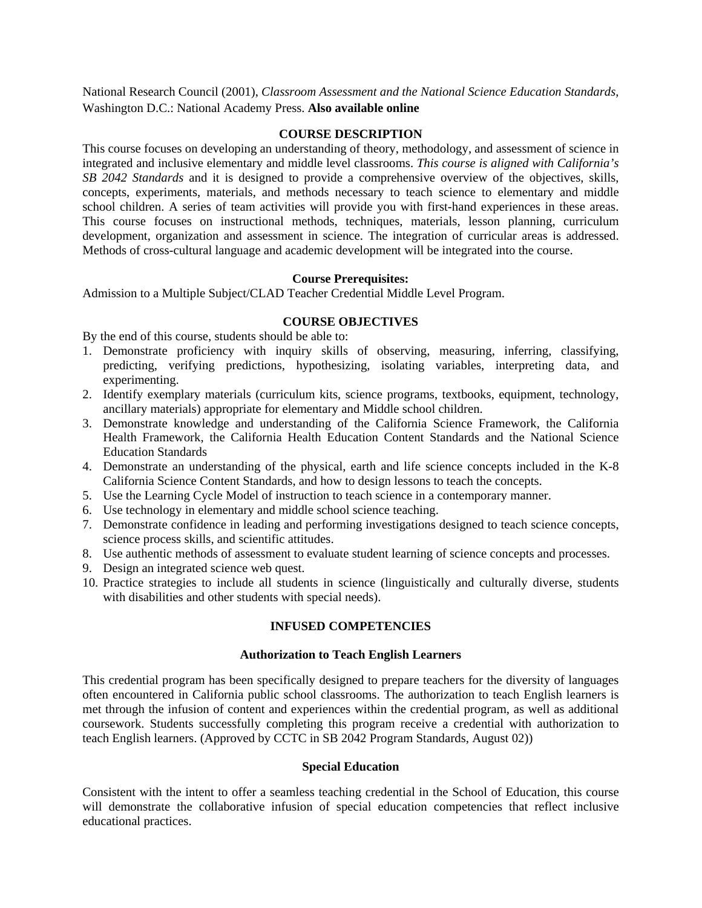National Research Council (2001), *Classroom Assessment and the National Science Education Standards*, Washington D.C.: National Academy Press. **Also available online**

## COURSE DESCRIPTION

This course focuses on developing an understanding of theory, methodology, and assessment of science in integrated and inclusive elementary and middle level classrooms. *This course is aligned with California's SB 2042 Standards* and it is designed to provide a comprehensive overview of the objectives, skills, concepts, experiments, materials, and methods necessary to teach science to elementary and middle school children. A series of team activities will provide you with first-hand experiences in these areas. This course focuses on instructional methods, techniques, materials, lesson planning, curriculum development, organization and assessment in science. The integration of curricular areas is addressed. Methods of cross-cultural language and academic development will be integrated into the course.

### Course Prerequisites:

Admission to a Multiple Subject/CLAD Teacher Credential Middle Level Program.

## COURSE OBJECTIVES

By the end of this course, students should be able to:

1. Demonstrate proficiency with inquiry skills of observing, measuring, inferring, classifying, predicting, verifying predictions, hypothesizing, isolating variables, interpreting data, and experimenting.
2. Identify exemplary materials (curriculum kits, science programs, textbooks, equipment, technology, ancillary materials) appropriate for elementary and Middle school children.
3. Demonstrate knowledge and understanding of the California Science Framework, the California Health Framework, the California Health Education Content Standards and the National Science Education Standards
4. Demonstrate an understanding of the physical, earth and life science concepts included in the K-8 California Science Content Standards, and how to design lessons to teach the concepts.
5. Use the Learning Cycle Model of instruction to teach science in a contemporary manner.
6. Use technology in elementary and middle school science teaching.
7. Demonstrate confidence in leading and performing investigations designed to teach science concepts, science process skills, and scientific attitudes.
8. Use authentic methods of assessment to evaluate student learning of science concepts and processes.
9. Design an integrated science web quest.
10. Practice strategies to include all students in science (linguistically and culturally diverse, students with disabilities and other students with special needs).

## INFUSED COMPETENCIES

### Authorization to Teach English Learners

This credential program has been specifically designed to prepare teachers for the diversity of languages often encountered in California public school classrooms. The authorization to teach English learners is met through the infusion of content and experiences within the credential program, as well as additional coursework. Students successfully completing this program receive a credential with authorization to teach English learners. (Approved by CCTC in SB 2042 Program Standards, August 02))

### Special Education

Consistent with the intent to offer a seamless teaching credential in the School of Education, this course will demonstrate the collaborative infusion of special education competencies that reflect inclusive educational practices.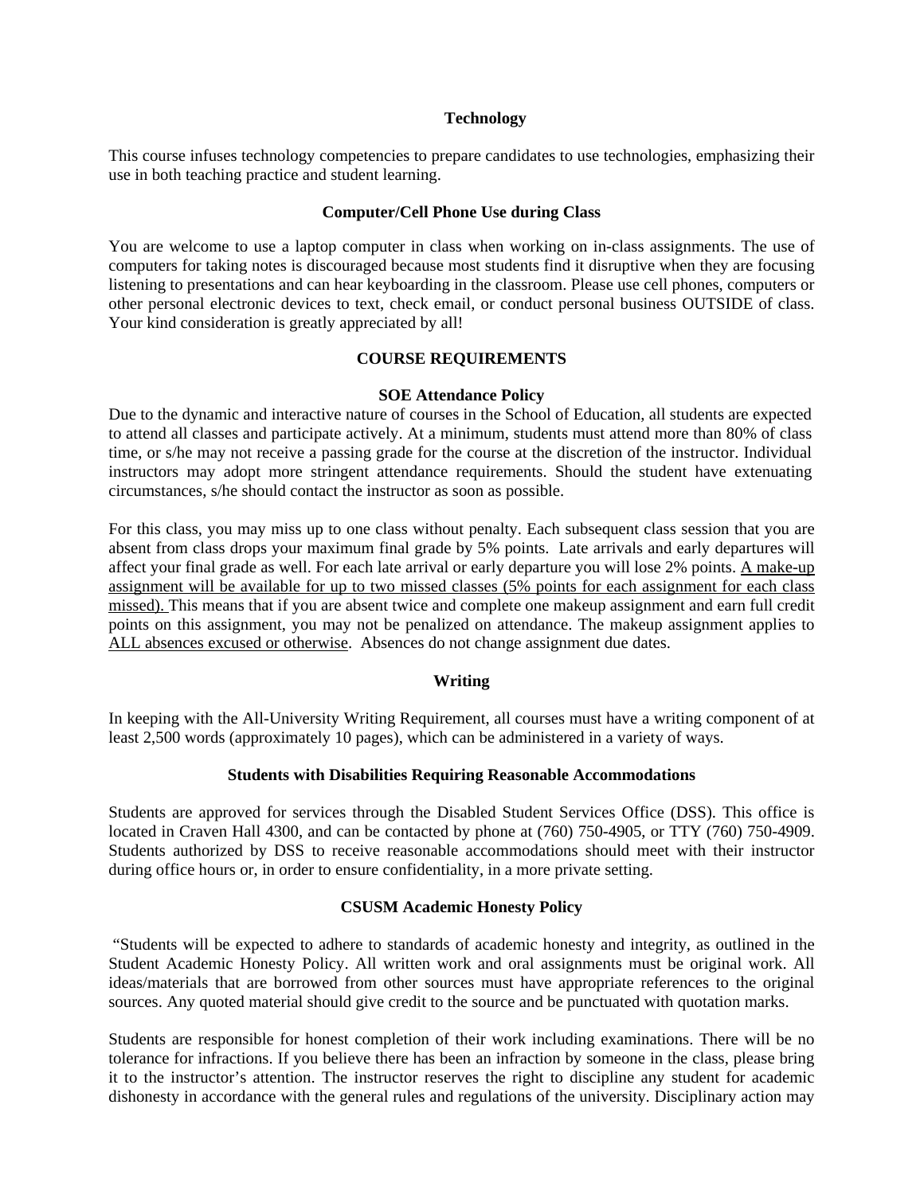**Technology**

This course infuses technology competencies to prepare candidates to use technologies, emphasizing their use in both teaching practice and student learning.

**Computer/Cell Phone Use during Class**

You are welcome to use a laptop computer in class when working on in-class assignments. The use of computers for taking notes is discouraged because most students find it disruptive when they are focusing listening to presentations and can hear keyboarding in the classroom. Please use cell phones, computers or other personal electronic devices to text, check email, or conduct personal business OUTSIDE of class. Your kind consideration is greatly appreciated by all!

**COURSE REQUIREMENTS**

**SOE Attendance Policy**

Due to the dynamic and interactive nature of courses in the School of Education, all students are expected to attend all classes and participate actively. At a minimum, students must attend more than 80% of class time, or s/he may not receive a passing grade for the course at the discretion of the instructor. Individual instructors may adopt more stringent attendance requirements. Should the student have extenuating circumstances, s/he should contact the instructor as soon as possible.

For this class, you may miss up to one class without penalty. Each subsequent class session that you are absent from class drops your maximum final grade by 5% points. Late arrivals and early departures will affect your final grade as well. For each late arrival or early departure you will lose 2% points. A make-up assignment will be available for up to two missed classes (5% points for each assignment for each class missed). This means that if you are absent twice and complete one makeup assignment and earn full credit points on this assignment, you may not be penalized on attendance. The makeup assignment applies to ALL absences excused or otherwise. Absences do not change assignment due dates.

**Writing**

In keeping with the All-University Writing Requirement, all courses must have a writing component of at least 2,500 words (approximately 10 pages), which can be administered in a variety of ways.

**Students with Disabilities Requiring Reasonable Accommodations**

Students are approved for services through the Disabled Student Services Office (DSS). This office is located in Craven Hall 4300, and can be contacted by phone at (760) 750-4905, or TTY (760) 750-4909. Students authorized by DSS to receive reasonable accommodations should meet with their instructor during office hours or, in order to ensure confidentiality, in a more private setting.

**CSUSM Academic Honesty Policy**

"Students will be expected to adhere to standards of academic honesty and integrity, as outlined in the Student Academic Honesty Policy. All written work and oral assignments must be original work. All ideas/materials that are borrowed from other sources must have appropriate references to the original sources. Any quoted material should give credit to the source and be punctuated with quotation marks.

Students are responsible for honest completion of their work including examinations. There will be no tolerance for infractions. If you believe there has been an infraction by someone in the class, please bring it to the instructor's attention. The instructor reserves the right to discipline any student for academic dishonesty in accordance with the general rules and regulations of the university. Disciplinary action may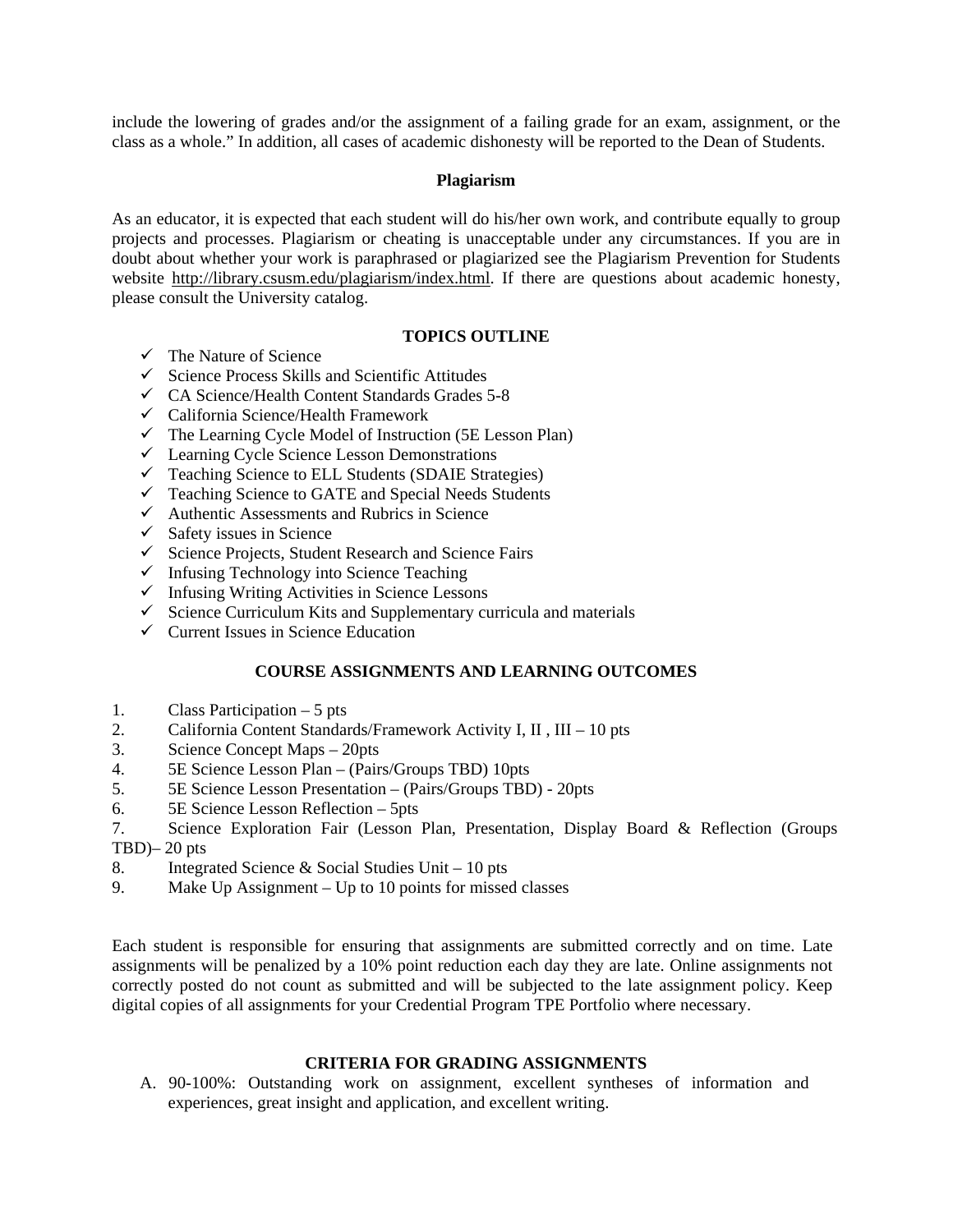include the lowering of grades and/or the assignment of a failing grade for an exam, assignment, or the class as a whole." In addition, all cases of academic dishonesty will be reported to the Dean of Students.

### Plagiarism

As an educator, it is expected that each student will do his/her own work, and contribute equally to group projects and processes. Plagiarism or cheating is unacceptable under any circumstances. If you are in doubt about whether your work is paraphrased or plagiarized see the Plagiarism Prevention for Students website http://library.csusm.edu/plagiarism/index.html. If there are questions about academic honesty, please consult the University catalog.

### TOPICS OUTLINE

- ✓ The Nature of Science
- ✓ Science Process Skills and Scientific Attitudes
- ✓ CA Science/Health Content Standards Grades 5-8
- ✓ California Science/Health Framework
- ✓ The Learning Cycle Model of Instruction (5E Lesson Plan)
- ✓ Learning Cycle Science Lesson Demonstrations
- ✓ Teaching Science to ELL Students (SDAIE Strategies)
- ✓ Teaching Science to GATE and Special Needs Students
- ✓ Authentic Assessments and Rubrics in Science
- ✓ Safety issues in Science
- ✓ Science Projects, Student Research and Science Fairs
- ✓ Infusing Technology into Science Teaching
- ✓ Infusing Writing Activities in Science Lessons
- ✓ Science Curriculum Kits and Supplementary curricula and materials
- ✓ Current Issues in Science Education

### COURSE ASSIGNMENTS AND LEARNING OUTCOMES

1. Class Participation – 5 pts
2. California Content Standards/Framework Activity I, II , III – 10 pts
3. Science Concept Maps – 20pts
4. 5E Science Lesson Plan – (Pairs/Groups TBD) 10pts
5. 5E Science Lesson Presentation – (Pairs/Groups TBD) - 20pts
6. 5E Science Lesson Reflection – 5pts
7. Science Exploration Fair (Lesson Plan, Presentation, Display Board & Reflection (Groups TBD)– 20 pts
8. Integrated Science & Social Studies Unit – 10 pts
9. Make Up Assignment – Up to 10 points for missed classes

Each student is responsible for ensuring that assignments are submitted correctly and on time. Late assignments will be penalized by a 10% point reduction each day they are late. Online assignments not correctly posted do not count as submitted and will be subjected to the late assignment policy. Keep digital copies of all assignments for your Credential Program TPE Portfolio where necessary.

### CRITERIA FOR GRADING ASSIGNMENTS

A. 90-100%: Outstanding work on assignment, excellent syntheses of information and experiences, great insight and application, and excellent writing.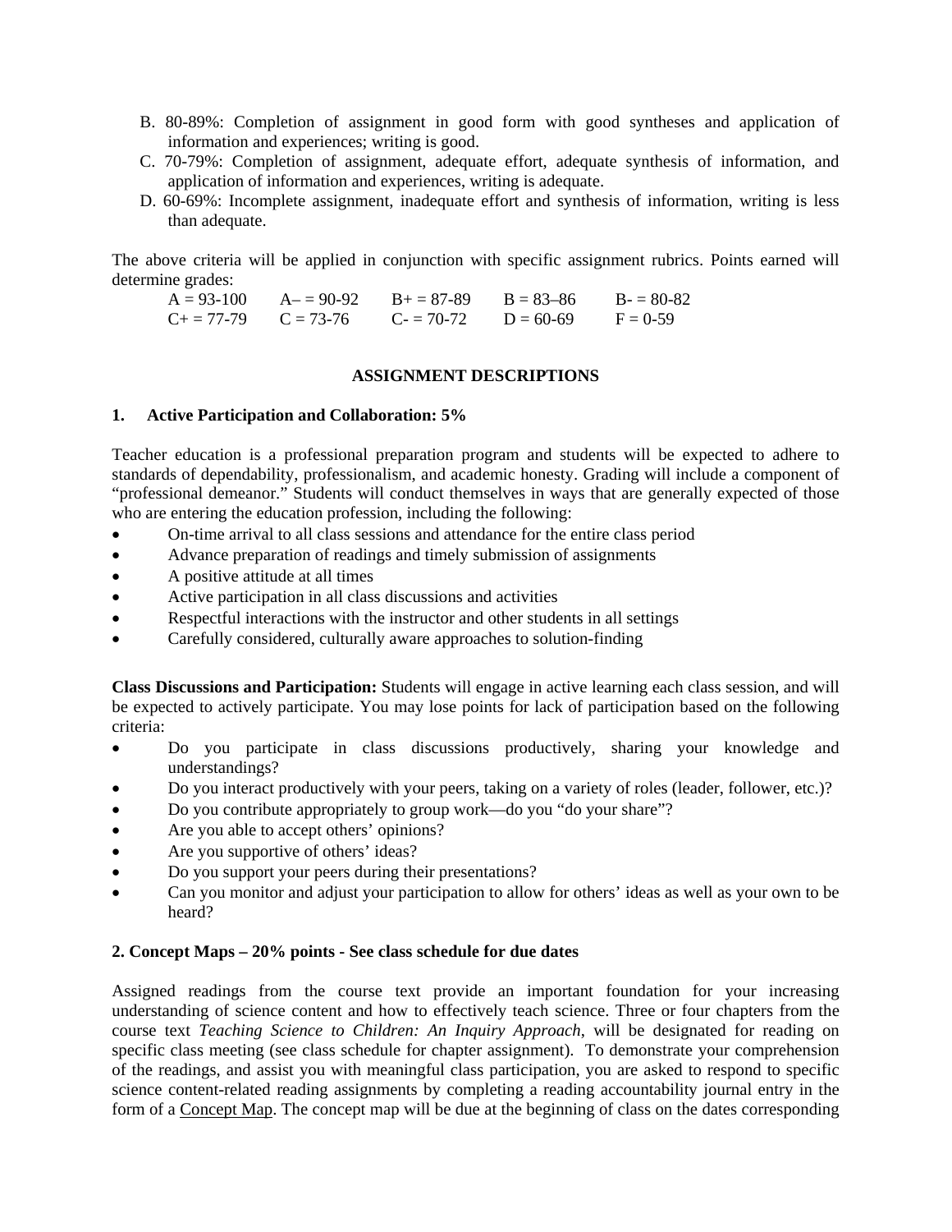B. 80-89%: Completion of assignment in good form with good syntheses and application of information and experiences; writing is good.
C. 70-79%: Completion of assignment, adequate effort, adequate synthesis of information, and application of information and experiences, writing is adequate.
D. 60-69%: Incomplete assignment, inadequate effort and synthesis of information, writing is less than adequate.

The above criteria will be applied in conjunction with specific assignment rubrics. Points earned will determine grades:

| | | | | |
|---|---|---|---|---|
| A = 93-100 | A– = 90-92 | B+ = 87-89 | B = 83–86 | B- = 80-82 |
| C+ = 77-79 | C = 73-76 | C- = 70-72 | D = 60-69 | F = 0-59 |

## ASSIGNMENT DESCRIPTIONS

### 1. Active Participation and Collaboration: 5%

Teacher education is a professional preparation program and students will be expected to adhere to standards of dependability, professionalism, and academic honesty. Grading will include a component of "professional demeanor." Students will conduct themselves in ways that are generally expected of those who are entering the education profession, including the following:

- On-time arrival to all class sessions and attendance for the entire class period
- Advance preparation of readings and timely submission of assignments
- A positive attitude at all times
- Active participation in all class discussions and activities
- Respectful interactions with the instructor and other students in all settings
- Carefully considered, culturally aware approaches to solution-finding

**Class Discussions and Participation:** Students will engage in active learning each class session, and will be expected to actively participate. You may lose points for lack of participation based on the following criteria:

- Do you participate in class discussions productively, sharing your knowledge and understandings?
- Do you interact productively with your peers, taking on a variety of roles (leader, follower, etc.)?
- Do you contribute appropriately to group work—do you "do your share"?
- Are you able to accept others' opinions?
- Are you supportive of others' ideas?
- Do you support your peers during their presentations?
- Can you monitor and adjust your participation to allow for others' ideas as well as your own to be heard?

### 2. Concept Maps – 20% points - See class schedule for due dates

Assigned readings from the course text provide an important foundation for your increasing understanding of science content and how to effectively teach science. Three or four chapters from the course text *Teaching Science to Children: An Inquiry Approach*, will be designated for reading on specific class meeting (see class schedule for chapter assignment). To demonstrate your comprehension of the readings, and assist you with meaningful class participation, you are asked to respond to specific science content-related reading assignments by completing a reading accountability journal entry in the form of a Concept Map. The concept map will be due at the beginning of class on the dates corresponding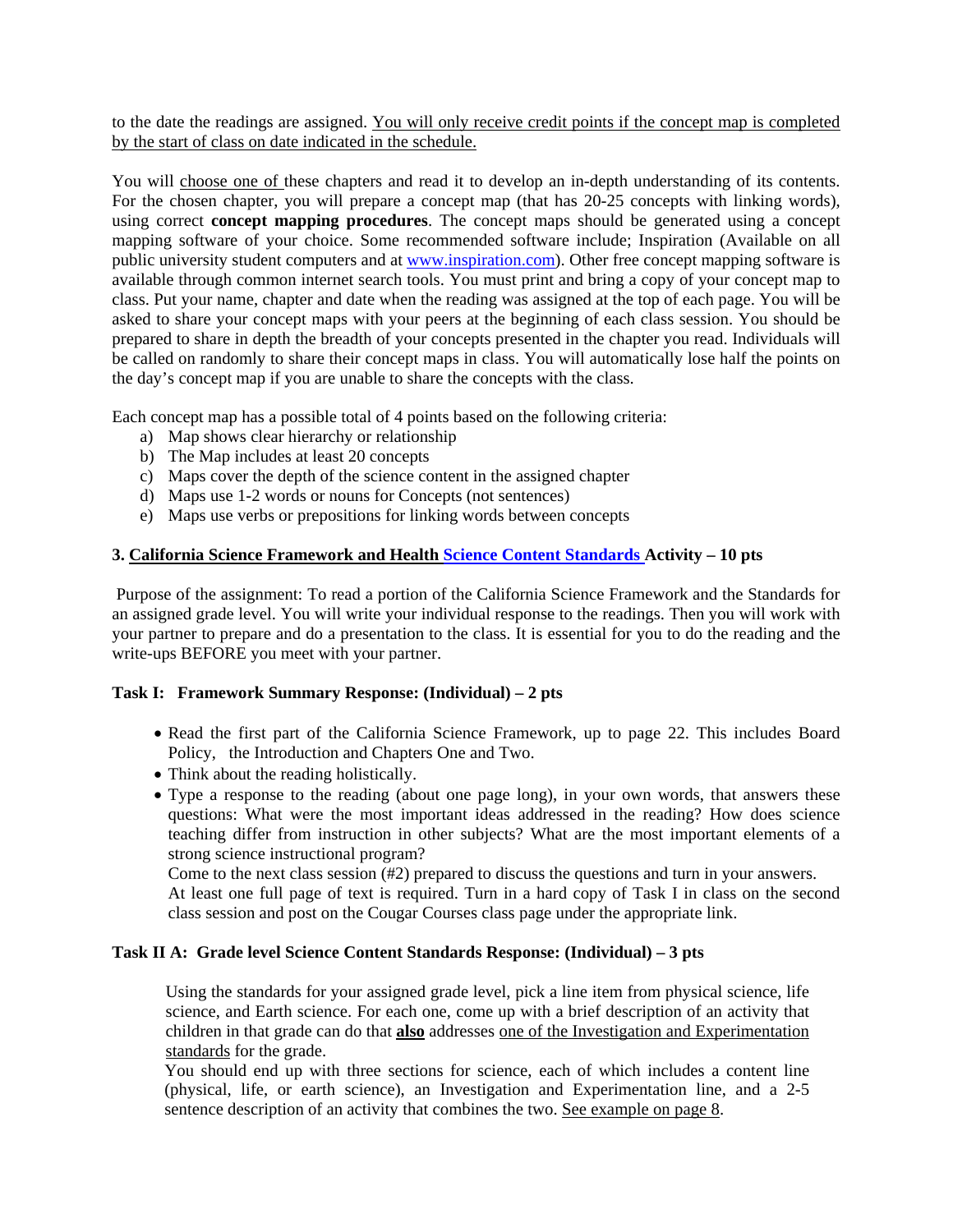to the date the readings are assigned. You will only receive credit points if the concept map is completed by the start of class on date indicated in the schedule.

You will choose one of these chapters and read it to develop an in-depth understanding of its contents. For the chosen chapter, you will prepare a concept map (that has 20-25 concepts with linking words), using correct **concept mapping procedures**. The concept maps should be generated using a concept mapping software of your choice. Some recommended software include; Inspiration (Available on all public university student computers and at www.inspiration.com). Other free concept mapping software is available through common internet search tools. You must print and bring a copy of your concept map to class. Put your name, chapter and date when the reading was assigned at the top of each page. You will be asked to share your concept maps with your peers at the beginning of each class session. You should be prepared to share in depth the breadth of your concepts presented in the chapter you read. Individuals will be called on randomly to share their concept maps in class. You will automatically lose half the points on the day's concept map if you are unable to share the concepts with the class.

Each concept map has a possible total of 4 points based on the following criteria:

a) Map shows clear hierarchy or relationship
b) The Map includes at least 20 concepts
c) Maps cover the depth of the science content in the assigned chapter
d) Maps use 1-2 words or nouns for Concepts (not sentences)
e) Maps use verbs or prepositions for linking words between concepts

### 3. California Science Framework and Health Science Content Standards Activity – 10 pts

Purpose of the assignment: To read a portion of the California Science Framework and the Standards for an assigned grade level. You will write your individual response to the readings. Then you will work with your partner to prepare and do a presentation to the class. It is essential for you to do the reading and the write-ups BEFORE you meet with your partner.

#### Task I: Framework Summary Response: (Individual) – 2 pts

- Read the first part of the California Science Framework, up to page 22. This includes Board Policy, the Introduction and Chapters One and Two.
- Think about the reading holistically.
- Type a response to the reading (about one page long), in your own words, that answers these questions: What were the most important ideas addressed in the reading? How does science teaching differ from instruction in other subjects? What are the most important elements of a strong science instructional program?

  Come to the next class session (#2) prepared to discuss the questions and turn in your answers.

  At least one full page of text is required. Turn in a hard copy of Task I in class on the second class session and post on the Cougar Courses class page under the appropriate link.

#### Task II A: Grade level Science Content Standards Response: (Individual) – 3 pts

Using the standards for your assigned grade level, pick a line item from physical science, life science, and Earth science. For each one, come up with a brief description of an activity that children in that grade can do that **also** addresses one of the Investigation and Experimentation standards for the grade.

You should end up with three sections for science, each of which includes a content line (physical, life, or earth science), an Investigation and Experimentation line, and a 2-5 sentence description of an activity that combines the two. See example on page 8.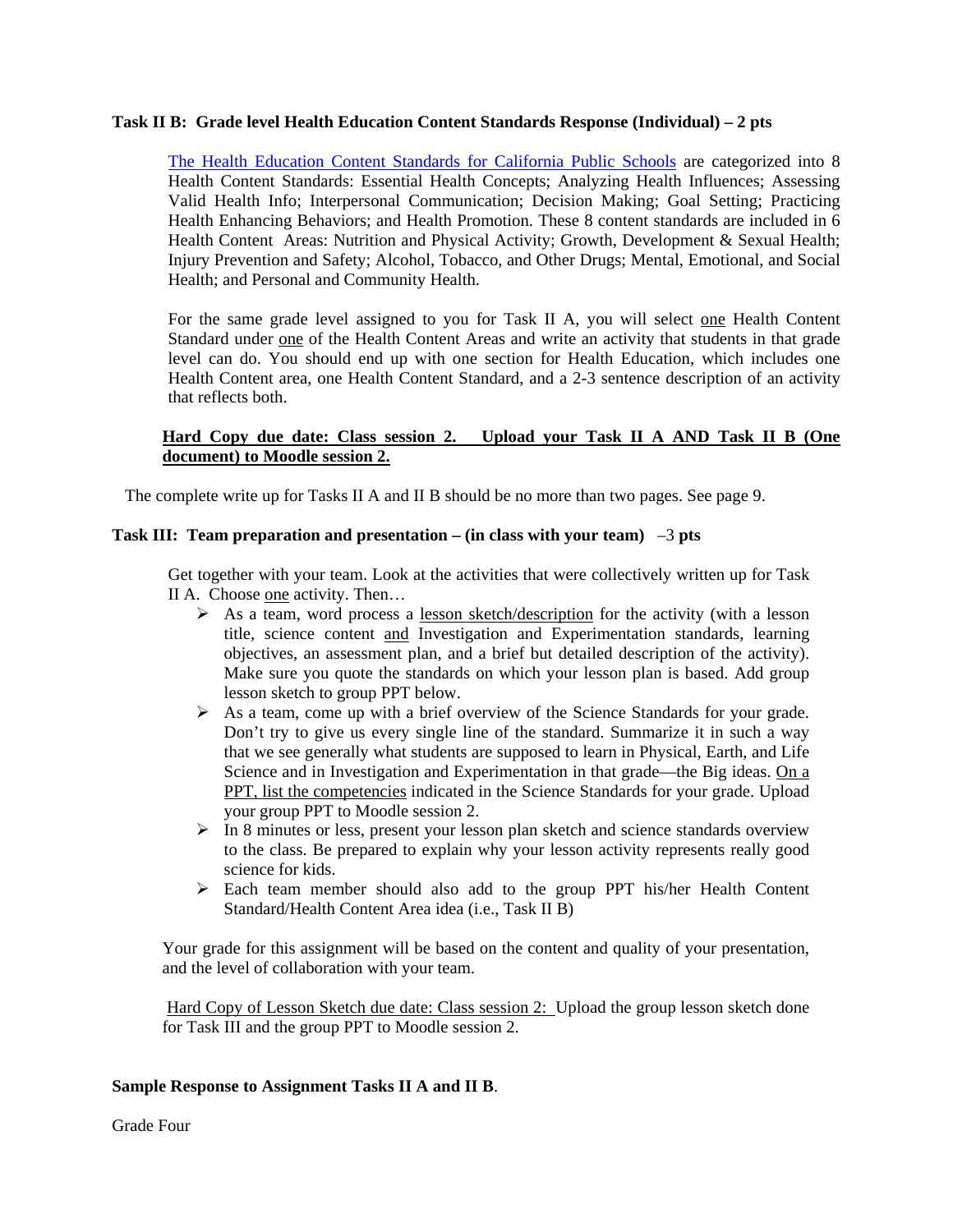**Task II B: Grade level Health Education Content Standards Response (Individual) – 2 pts**

The Health Education Content Standards for California Public Schools are categorized into 8 Health Content Standards: Essential Health Concepts; Analyzing Health Influences; Assessing Valid Health Info; Interpersonal Communication; Decision Making; Goal Setting; Practicing Health Enhancing Behaviors; and Health Promotion. These 8 content standards are included in 6 Health Content Areas: Nutrition and Physical Activity; Growth, Development & Sexual Health; Injury Prevention and Safety; Alcohol, Tobacco, and Other Drugs; Mental, Emotional, and Social Health; and Personal and Community Health.

For the same grade level assigned to you for Task II A, you will select one Health Content Standard under one of the Health Content Areas and write an activity that students in that grade level can do. You should end up with one section for Health Education, which includes one Health Content area, one Health Content Standard, and a 2-3 sentence description of an activity that reflects both.

**Hard Copy due date: Class session 2. Upload your Task II A AND Task II B (One document) to Moodle session 2.**

The complete write up for Tasks II A and II B should be no more than two pages. See page 9.

**Task III: Team preparation and presentation – (in class with your team) –3 pts**

Get together with your team. Look at the activities that were collectively written up for Task II A. Choose one activity. Then…

- As a team, word process a lesson sketch/description for the activity (with a lesson title, science content and Investigation and Experimentation standards, learning objectives, an assessment plan, and a brief but detailed description of the activity). Make sure you quote the standards on which your lesson plan is based. Add group lesson sketch to group PPT below.
- As a team, come up with a brief overview of the Science Standards for your grade. Don't try to give us every single line of the standard. Summarize it in such a way that we see generally what students are supposed to learn in Physical, Earth, and Life Science and in Investigation and Experimentation in that grade—the Big ideas. On a PPT, list the competencies indicated in the Science Standards for your grade. Upload your group PPT to Moodle session 2.
- In 8 minutes or less, present your lesson plan sketch and science standards overview to the class. Be prepared to explain why your lesson activity represents really good science for kids.
- Each team member should also add to the group PPT his/her Health Content Standard/Health Content Area idea (i.e., Task II B)

Your grade for this assignment will be based on the content and quality of your presentation, and the level of collaboration with your team.

Hard Copy of Lesson Sketch due date: Class session 2: Upload the group lesson sketch done for Task III and the group PPT to Moodle session 2.

**Sample Response to Assignment Tasks II A and II B**.

Grade Four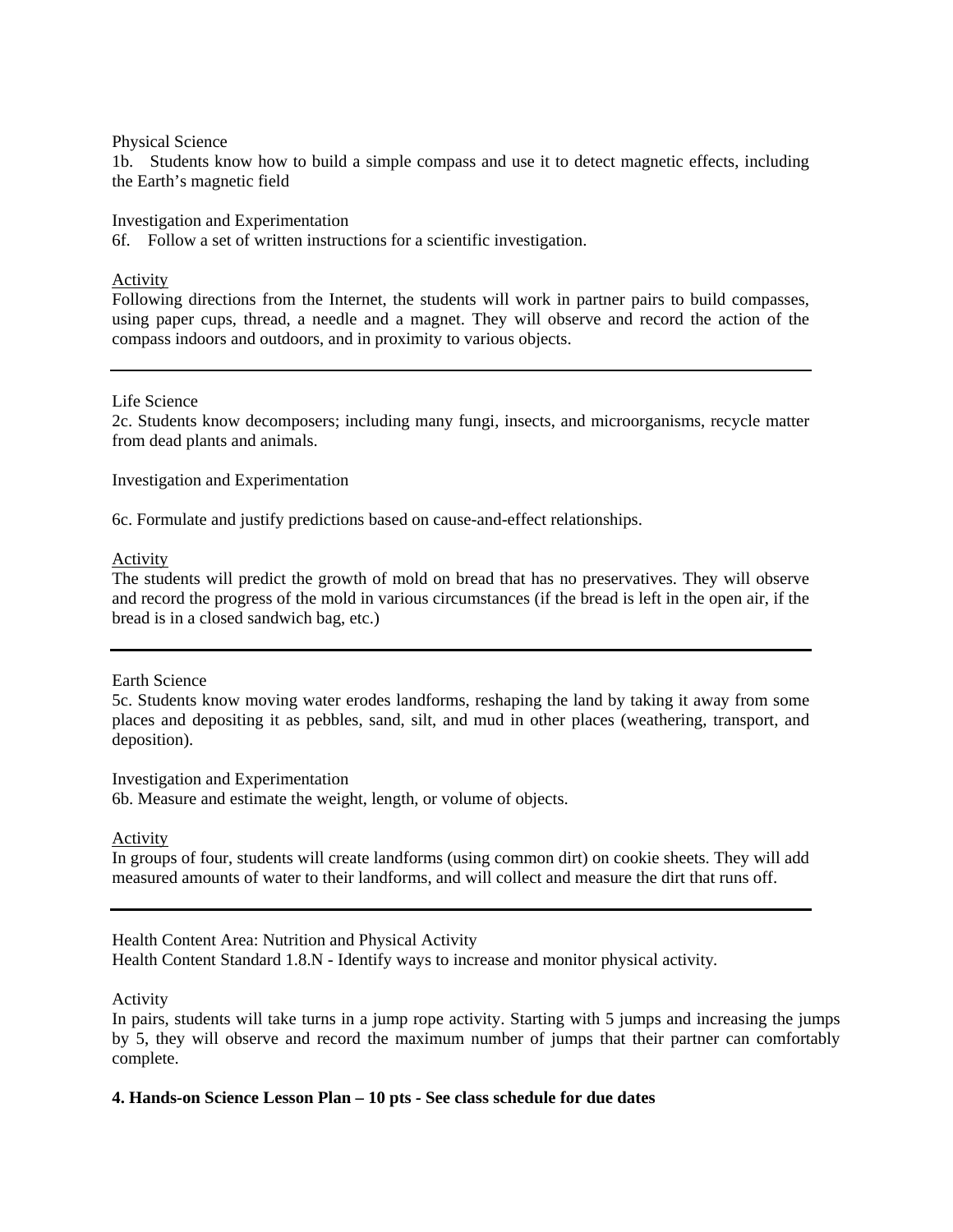Physical Science
1b. Students know how to build a simple compass and use it to detect magnetic effects, including the Earth's magnetic field

Investigation and Experimentation
6f. Follow a set of written instructions for a scientific investigation.

Activity
Following directions from the Internet, the students will work in partner pairs to build compasses, using paper cups, thread, a needle and a magnet. They will observe and record the action of the compass indoors and outdoors, and in proximity to various objects.

---

Life Science
2c. Students know decomposers; including many fungi, insects, and microorganisms, recycle matter from dead plants and animals.

Investigation and Experimentation

6c. Formulate and justify predictions based on cause-and-effect relationships.

Activity
The students will predict the growth of mold on bread that has no preservatives. They will observe and record the progress of the mold in various circumstances (if the bread is left in the open air, if the bread is in a closed sandwich bag, etc.)

---

Earth Science
5c. Students know moving water erodes landforms, reshaping the land by taking it away from some places and depositing it as pebbles, sand, silt, and mud in other places (weathering, transport, and deposition).

Investigation and Experimentation
6b. Measure and estimate the weight, length, or volume of objects.

Activity
In groups of four, students will create landforms (using common dirt) on cookie sheets. They will add measured amounts of water to their landforms, and will collect and measure the dirt that runs off.

---

Health Content Area: Nutrition and Physical Activity
Health Content Standard 1.8.N - Identify ways to increase and monitor physical activity.

Activity
In pairs, students will take turns in a jump rope activity. Starting with 5 jumps and increasing the jumps by 5, they will observe and record the maximum number of jumps that their partner can comfortably complete.

**4. Hands-on Science Lesson Plan – 10 pts - See class schedule for due dates**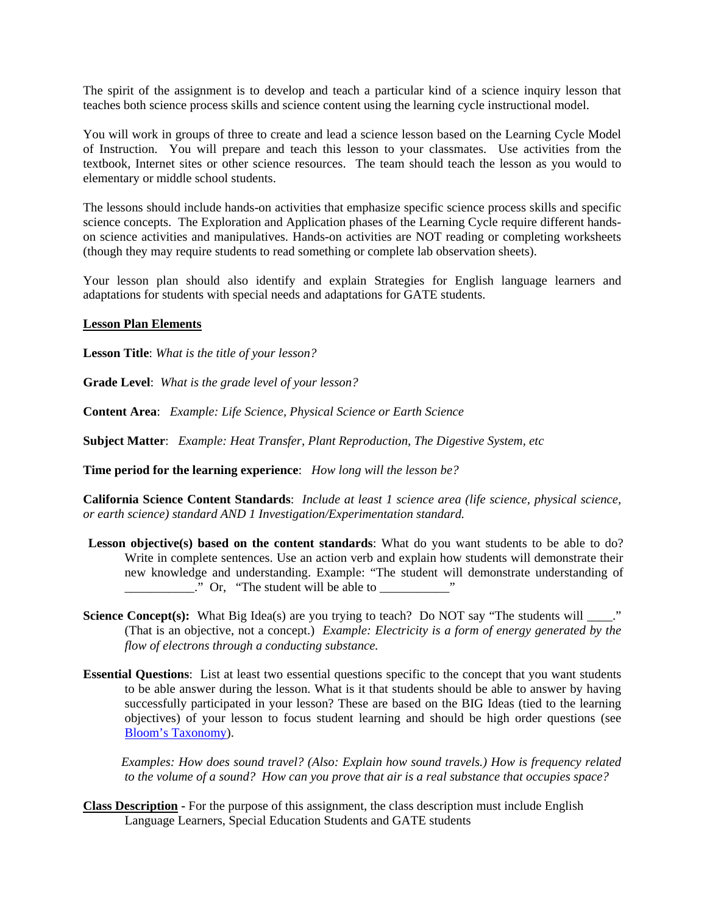The spirit of the assignment is to develop and teach a particular kind of a science inquiry lesson that teaches both science process skills and science content using the learning cycle instructional model.

You will work in groups of three to create and lead a science lesson based on the Learning Cycle Model of Instruction. You will prepare and teach this lesson to your classmates. Use activities from the textbook, Internet sites or other science resources. The team should teach the lesson as you would to elementary or middle school students.

The lessons should include hands-on activities that emphasize specific science process skills and specific science concepts. The Exploration and Application phases of the Learning Cycle require different hands-on science activities and manipulatives. Hands-on activities are NOT reading or completing worksheets (though they may require students to read something or complete lab observation sheets).

Your lesson plan should also identify and explain Strategies for English language learners and adaptations for students with special needs and adaptations for GATE students.

**Lesson Plan Elements**

**Lesson Title**: *What is the title of your lesson?*

**Grade Level**: *What is the grade level of your lesson?*

**Content Area**: *Example: Life Science, Physical Science or Earth Science*

**Subject Matter**: *Example: Heat Transfer, Plant Reproduction, The Digestive System, etc*

**Time period for the learning experience**: *How long will the lesson be?*

**California Science Content Standards**: *Include at least 1 science area (life science, physical science, or earth science) standard AND 1 Investigation/Experimentation standard.*

**Lesson objective(s) based on the content standards**: What do you want students to be able to do? Write in complete sentences. Use an action verb and explain how students will demonstrate their new knowledge and understanding. Example: "The student will demonstrate understanding of ___________." Or, "The student will be able to ___________"

**Science Concept(s):** What Big Idea(s) are you trying to teach? Do NOT say "The students will ____." (That is an objective, not a concept.) *Example: Electricity is a form of energy generated by the flow of electrons through a conducting substance.*

**Essential Questions**: List at least two essential questions specific to the concept that you want students to be able answer during the lesson. What is it that students should be able to answer by having successfully participated in your lesson? These are based on the BIG Ideas (tied to the learning objectives) of your lesson to focus student learning and should be high order questions (see Bloom's Taxonomy).

*Examples: How does sound travel? (Also: Explain how sound travels.) How is frequency related to the volume of a sound? How can you prove that air is a real substance that occupies space?*

**Class Description** - For the purpose of this assignment, the class description must include English Language Learners, Special Education Students and GATE students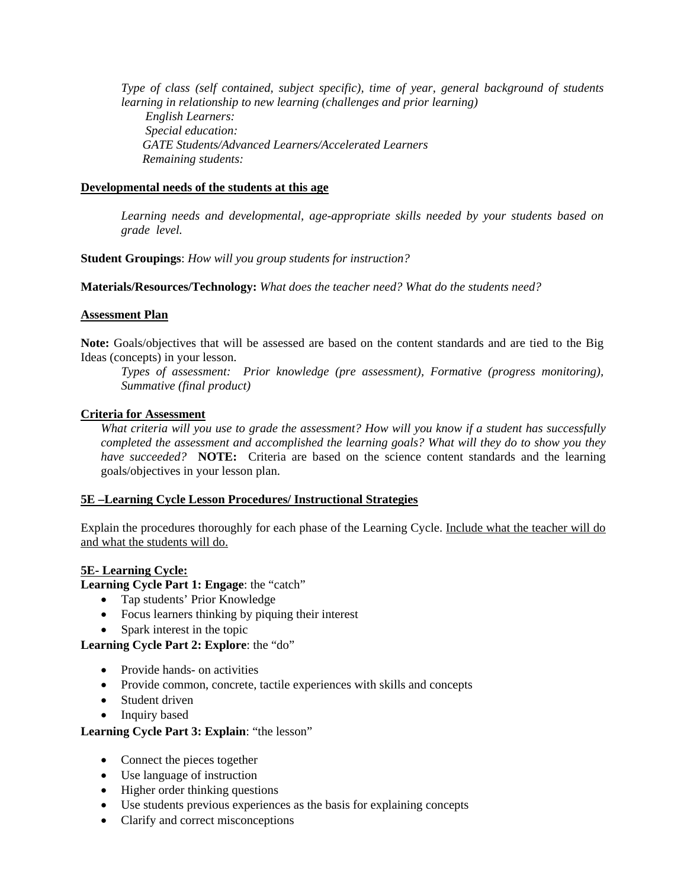*Type of class (self contained, subject specific), time of year, general background of students learning in relationship to new learning (challenges and prior learning)*

*English Learners:*

*Special education:*

*GATE Students/Advanced Learners/Accelerated Learners*

*Remaining students:*

**<u>Developmental needs of the students at this age</u>**

*Learning needs and developmental, age-appropriate skills needed by your students based on grade level.*

**Student Groupings**: *How will you group students for instruction?*

**Materials/Resources/Technology:** *What does the teacher need? What do the students need?*

**<u>Assessment Plan</u>**

**Note:** Goals/objectives that will be assessed are based on the content standards and are tied to the Big Ideas (concepts) in your lesson.

*Types of assessment: Prior knowledge (pre assessment), Formative (progress monitoring), Summative (final product)*

**<u>Criteria for Assessment</u>**

*What criteria will you use to grade the assessment? How will you know if a student has successfully completed the assessment and accomplished the learning goals? What will they do to show you they have succeeded?* **NOTE:** Criteria are based on the science content standards and the learning goals/objectives in your lesson plan.

**<u>5E –Learning Cycle Lesson Procedures/ Instructional Strategies</u>**

Explain the procedures thoroughly for each phase of the Learning Cycle. <u>Include what the teacher will do and what the students will do.</u>

**<u>5E- Learning Cycle:</u>**

**Learning Cycle Part 1: Engage**: the "catch"

- Tap students' Prior Knowledge
- Focus learners thinking by piquing their interest
- Spark interest in the topic

**Learning Cycle Part 2: Explore**: the "do"

- Provide hands- on activities
- Provide common, concrete, tactile experiences with skills and concepts
- Student driven
- Inquiry based

**Learning Cycle Part 3: Explain**: "the lesson"

- Connect the pieces together
- Use language of instruction
- Higher order thinking questions
- Use students previous experiences as the basis for explaining concepts
- Clarify and correct misconceptions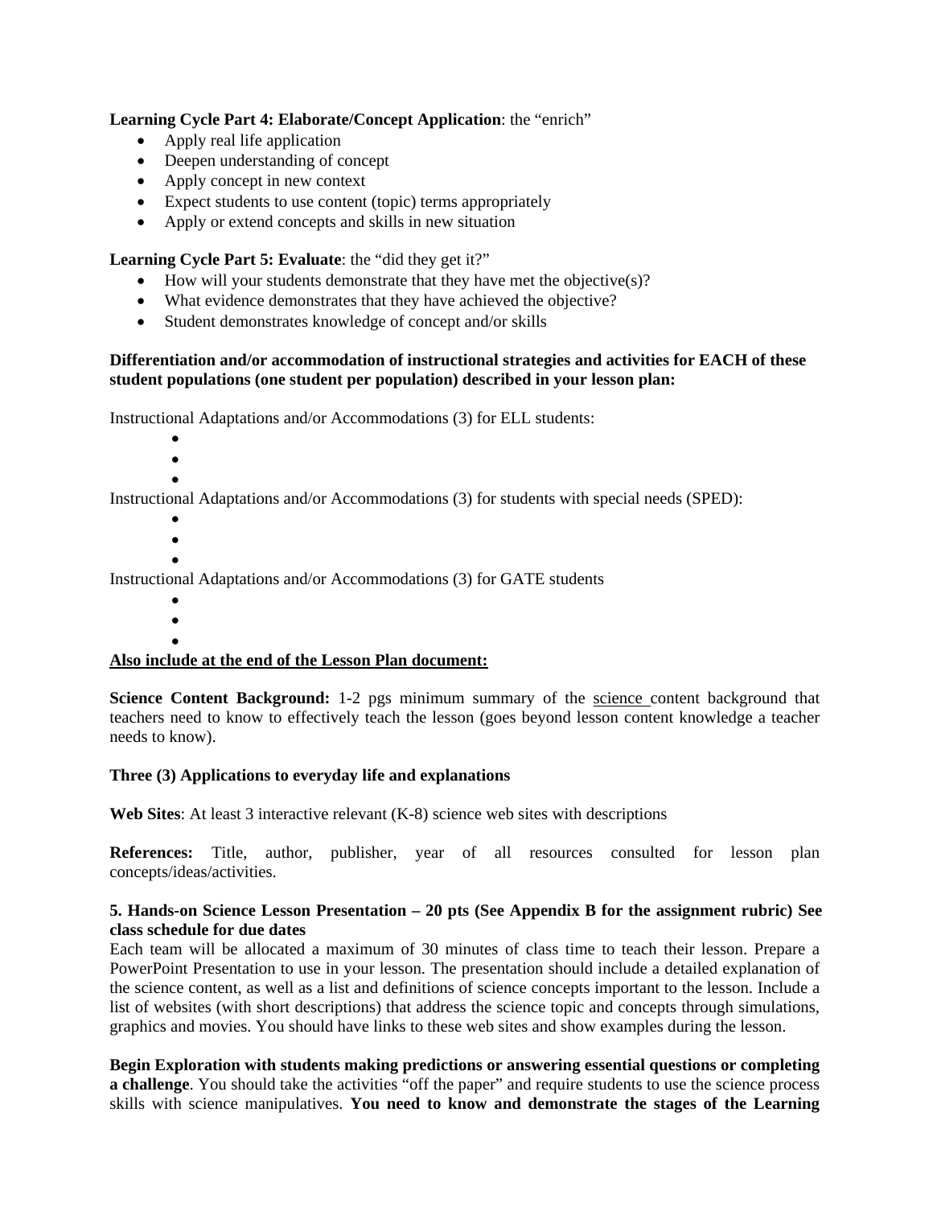**Learning Cycle Part 4: Elaborate/Concept Application**: the "enrich"

- Apply real life application
- Deepen understanding of concept
- Apply concept in new context
- Expect students to use content (topic) terms appropriately
- Apply or extend concepts and skills in new situation

**Learning Cycle Part 5: Evaluate**: the "did they get it?"

- How will your students demonstrate that they have met the objective(s)?
- What evidence demonstrates that they have achieved the objective?
- Student demonstrates knowledge of concept and/or skills

**Differentiation and/or accommodation of instructional strategies and activities for EACH of these student populations (one student per population) described in your lesson plan:**

Instructional Adaptations and/or Accommodations (3) for ELL students:

- 
- 
- 

Instructional Adaptations and/or Accommodations (3) for students with special needs (SPED):

- 
- 
- 

Instructional Adaptations and/or Accommodations (3) for GATE students

- 
- 
- 

**Also include at the end of the Lesson Plan document:**

**Science Content Background:** 1-2 pgs minimum summary of the science content background that teachers need to know to effectively teach the lesson (goes beyond lesson content knowledge a teacher needs to know).

**Three (3) Applications to everyday life and explanations**

**Web Sites**: At least 3 interactive relevant (K-8) science web sites with descriptions

**References:** Title, author, publisher, year of all resources consulted for lesson plan concepts/ideas/activities.

**5. Hands-on Science Lesson Presentation – 20 pts (See Appendix B for the assignment rubric) See class schedule for due dates**

Each team will be allocated a maximum of 30 minutes of class time to teach their lesson. Prepare a PowerPoint Presentation to use in your lesson. The presentation should include a detailed explanation of the science content, as well as a list and definitions of science concepts important to the lesson. Include a list of websites (with short descriptions) that address the science topic and concepts through simulations, graphics and movies. You should have links to these web sites and show examples during the lesson.

**Begin Exploration with students making predictions or answering essential questions or completing a challenge**. You should take the activities "off the paper" and require students to use the science process skills with science manipulatives. **You need to know and demonstrate the stages of the Learning**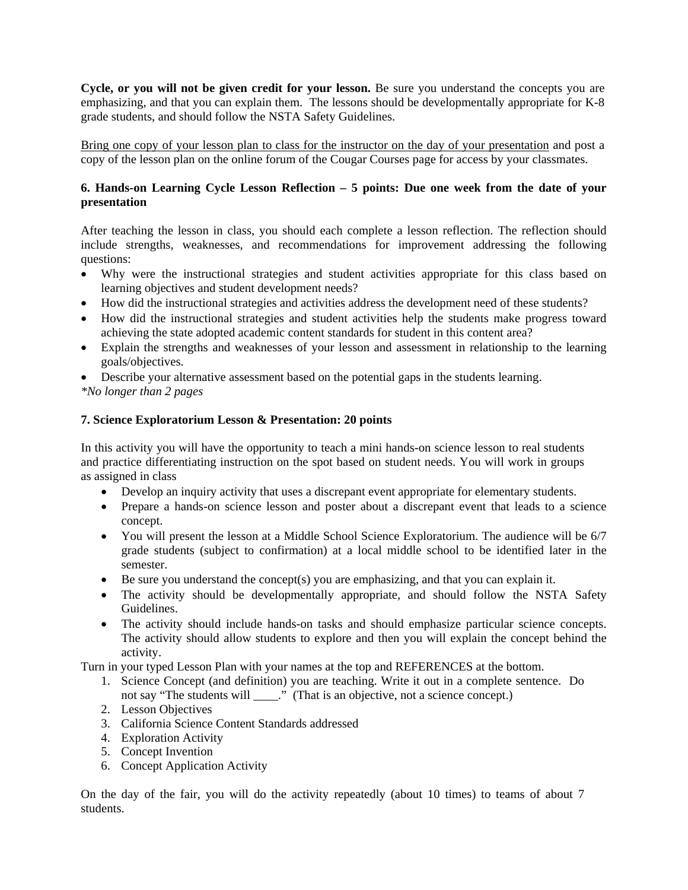**Cycle, or you will not be given credit for your lesson.** Be sure you understand the concepts you are emphasizing, and that you can explain them. The lessons should be developmentally appropriate for K-8 grade students, and should follow the NSTA Safety Guidelines.

<u>Bring one copy of your lesson plan to class for the instructor on the day of your presentation</u> and post a copy of the lesson plan on the online forum of the Cougar Courses page for access by your classmates.

**6. Hands-on Learning Cycle Lesson Reflection – 5 points: Due one week from the date of your presentation**

After teaching the lesson in class, you should each complete a lesson reflection. The reflection should include strengths, weaknesses, and recommendations for improvement addressing the following questions:

- Why were the instructional strategies and student activities appropriate for this class based on learning objectives and student development needs?
- How did the instructional strategies and activities address the development need of these students?
- How did the instructional strategies and student activities help the students make progress toward achieving the state adopted academic content standards for student in this content area?
- Explain the strengths and weaknesses of your lesson and assessment in relationship to the learning goals/objectives.
- Describe your alternative assessment based on the potential gaps in the students learning.

*\*No longer than 2 pages*

**7. Science Exploratorium Lesson & Presentation: 20 points**

In this activity you will have the opportunity to teach a mini hands-on science lesson to real students and practice differentiating instruction on the spot based on student needs. You will work in groups as assigned in class

- Develop an inquiry activity that uses a discrepant event appropriate for elementary students.
- Prepare a hands-on science lesson and poster about a discrepant event that leads to a science concept.
- You will present the lesson at a Middle School Science Exploratorium. The audience will be 6/7 grade students (subject to confirmation) at a local middle school to be identified later in the semester.
- Be sure you understand the concept(s) you are emphasizing, and that you can explain it.
- The activity should be developmentally appropriate, and should follow the NSTA Safety Guidelines.
- The activity should include hands-on tasks and should emphasize particular science concepts. The activity should allow students to explore and then you will explain the concept behind the activity.

Turn in your typed Lesson Plan with your names at the top and REFERENCES at the bottom.

1. Science Concept (and definition) you are teaching. Write it out in a complete sentence. Do not say "The students will ____." (That is an objective, not a science concept.)
2. Lesson Objectives
3. California Science Content Standards addressed
4. Exploration Activity
5. Concept Invention
6. Concept Application Activity

On the day of the fair, you will do the activity repeatedly (about 10 times) to teams of about 7 students.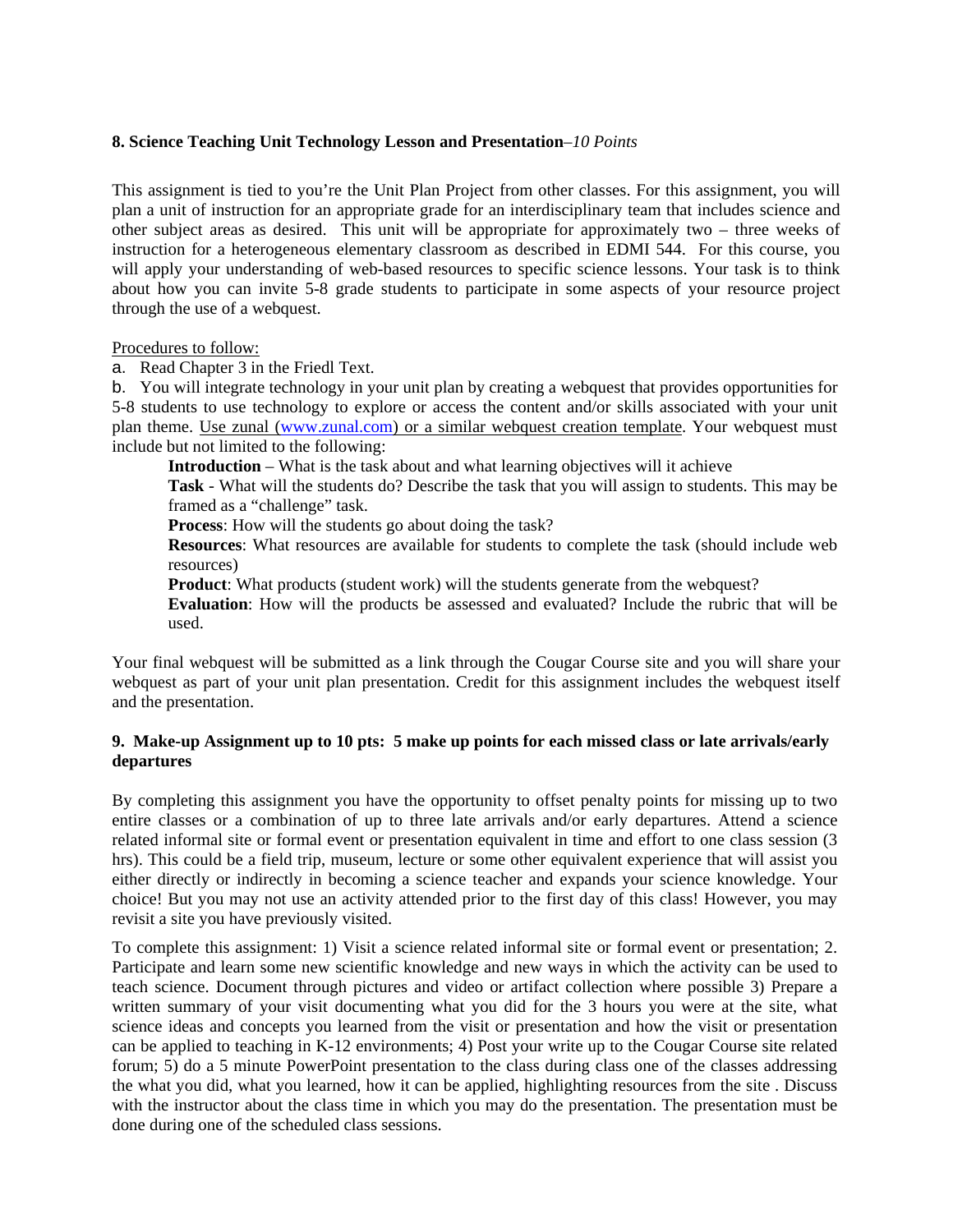**8. Science Teaching Unit Technology Lesson and Presentation**–*10 Points*

This assignment is tied to you're the Unit Plan Project from other classes. For this assignment, you will plan a unit of instruction for an appropriate grade for an interdisciplinary team that includes science and other subject areas as desired. This unit will be appropriate for approximately two – three weeks of instruction for a heterogeneous elementary classroom as described in EDMI 544. For this course, you will apply your understanding of web-based resources to specific science lessons. Your task is to think about how you can invite 5-8 grade students to participate in some aspects of your resource project through the use of a webquest.

<u>Procedures to follow:</u>

a. Read Chapter 3 in the Friedl Text.

b. You will integrate technology in your unit plan by creating a webquest that provides opportunities for 5-8 students to use technology to explore or access the content and/or skills associated with your unit plan theme. <u>Use zunal (www.zunal.com) or a similar webquest creation template</u>. Your webquest must include but not limited to the following:

> **Introduction** – What is the task about and what learning objectives will it achieve
>
> **Task** - What will the students do? Describe the task that you will assign to students. This may be framed as a "challenge" task.
>
> **Process**: How will the students go about doing the task?
>
> **Resources**: What resources are available for students to complete the task (should include web resources)
>
> **Product**: What products (student work) will the students generate from the webquest?
>
> **Evaluation**: How will the products be assessed and evaluated? Include the rubric that will be used.

Your final webquest will be submitted as a link through the Cougar Course site and you will share your webquest as part of your unit plan presentation. Credit for this assignment includes the webquest itself and the presentation.

**9. Make-up Assignment up to 10 pts: 5 make up points for each missed class or late arrivals/early departures**

By completing this assignment you have the opportunity to offset penalty points for missing up to two entire classes or a combination of up to three late arrivals and/or early departures. Attend a science related informal site or formal event or presentation equivalent in time and effort to one class session (3 hrs). This could be a field trip, museum, lecture or some other equivalent experience that will assist you either directly or indirectly in becoming a science teacher and expands your science knowledge. Your choice! But you may not use an activity attended prior to the first day of this class! However, you may revisit a site you have previously visited.

To complete this assignment: 1) Visit a science related informal site or formal event or presentation; 2. Participate and learn some new scientific knowledge and new ways in which the activity can be used to teach science. Document through pictures and video or artifact collection where possible 3) Prepare a written summary of your visit documenting what you did for the 3 hours you were at the site, what science ideas and concepts you learned from the visit or presentation and how the visit or presentation can be applied to teaching in K-12 environments; 4) Post your write up to the Cougar Course site related forum; 5) do a 5 minute PowerPoint presentation to the class during class one of the classes addressing the what you did, what you learned, how it can be applied, highlighting resources from the site . Discuss with the instructor about the class time in which you may do the presentation. The presentation must be done during one of the scheduled class sessions.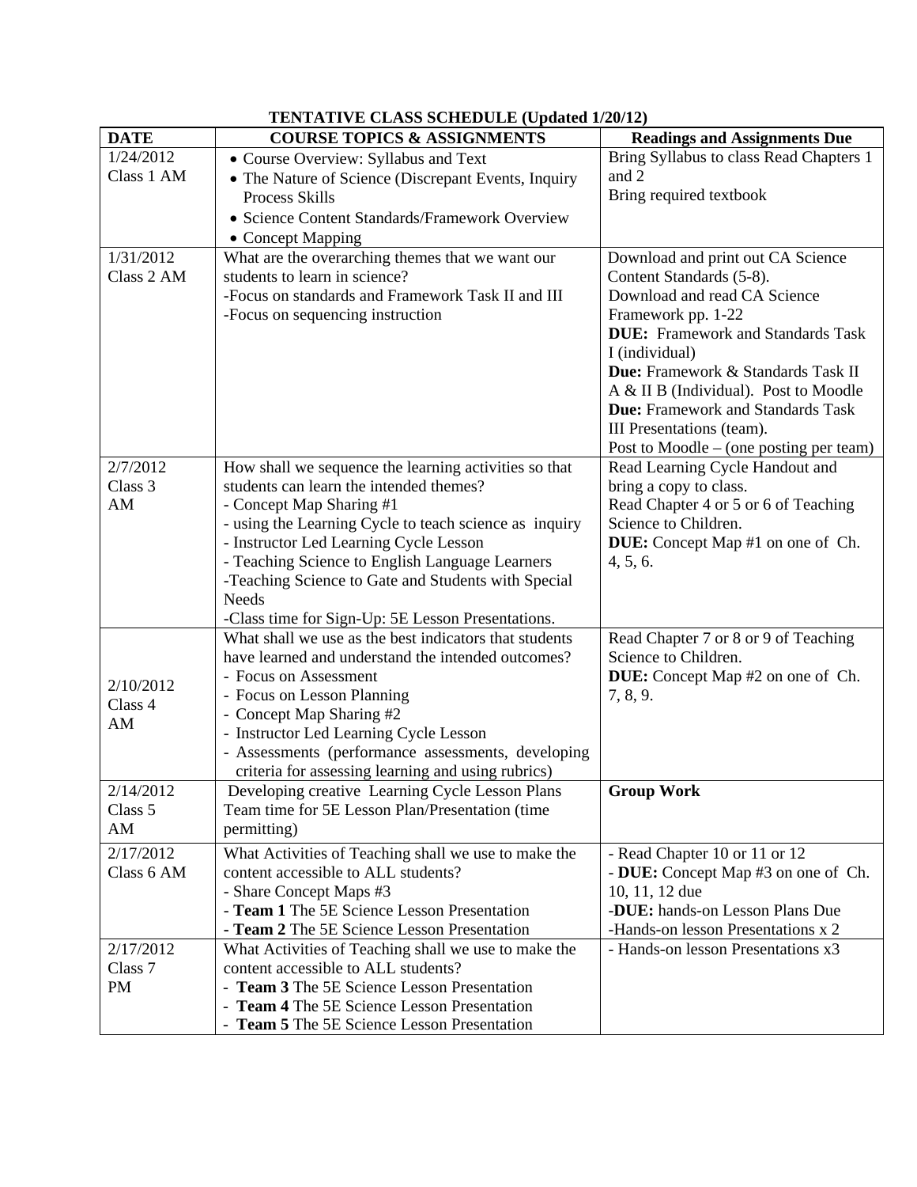**TENTATIVE CLASS SCHEDULE (Updated 1/20/12)**

| DATE | COURSE TOPICS & ASSIGNMENTS | Readings and Assignments Due |
|---|---|---|
| 1/24/2012<br>Class 1 AM | • Course Overview: Syllabus and Text<br>• The Nature of Science (Discrepant Events, Inquiry Process Skills<br>• Science Content Standards/Framework Overview<br>• Concept Mapping | Bring Syllabus to class Read Chapters 1 and 2<br>Bring required textbook |
| 1/31/2012<br>Class 2 AM | What are the overarching themes that we want our students to learn in science?<br>-Focus on standards and Framework Task II and III<br>-Focus on sequencing instruction | Download and print out CA Science Content Standards (5-8).<br>Download and read CA Science Framework pp. 1-22<br>**DUE:** Framework and Standards Task I (individual)<br>**Due:** Framework & Standards Task II A & II B (Individual). Post to Moodle<br>**Due:** Framework and Standards Task III Presentations (team).<br>Post to Moodle – (one posting per team) |
| 2/7/2012<br>Class 3<br>AM | How shall we sequence the learning activities so that students can learn the intended themes?<br>- Concept Map Sharing #1<br>- using the Learning Cycle to teach science as inquiry<br>- Instructor Led Learning Cycle Lesson<br>- Teaching Science to English Language Learners<br>-Teaching Science to Gate and Students with Special Needs<br>-Class time for Sign-Up: 5E Lesson Presentations. | Read Learning Cycle Handout and bring a copy to class.<br>Read Chapter 4 or 5 or 6 of Teaching Science to Children.<br>**DUE:** Concept Map #1 on one of Ch. 4, 5, 6. |
| 2/10/2012<br>Class 4<br>AM | What shall we use as the best indicators that students have learned and understand the intended outcomes?<br>- Focus on Assessment<br>- Focus on Lesson Planning<br>- Concept Map Sharing #2<br>- Instructor Led Learning Cycle Lesson<br>- Assessments (performance assessments, developing criteria for assessing learning and using rubrics) | Read Chapter 7 or 8 or 9 of Teaching Science to Children.<br>**DUE:** Concept Map #2 on one of Ch. 7, 8, 9. |
| 2/14/2012<br>Class 5<br>AM | Developing creative Learning Cycle Lesson Plans<br>Team time for 5E Lesson Plan/Presentation (time permitting) | **Group Work** |
| 2/17/2012<br>Class 6 AM | What Activities of Teaching shall we use to make the content accessible to ALL students?<br>- Share Concept Maps #3<br>- **Team 1** The 5E Science Lesson Presentation<br>- **Team 2** The 5E Science Lesson Presentation | - Read Chapter 10 or 11 or 12<br>- **DUE:** Concept Map #3 on one of Ch. 10, 11, 12 due<br>-**DUE:** hands-on Lesson Plans Due<br>-Hands-on lesson Presentations x 2 |
| 2/17/2012<br>Class 7<br>PM | What Activities of Teaching shall we use to make the content accessible to ALL students?<br>- **Team 3** The 5E Science Lesson Presentation<br>- **Team 4** The 5E Science Lesson Presentation<br>- **Team 5** The 5E Science Lesson Presentation | - Hands-on lesson Presentations x3 |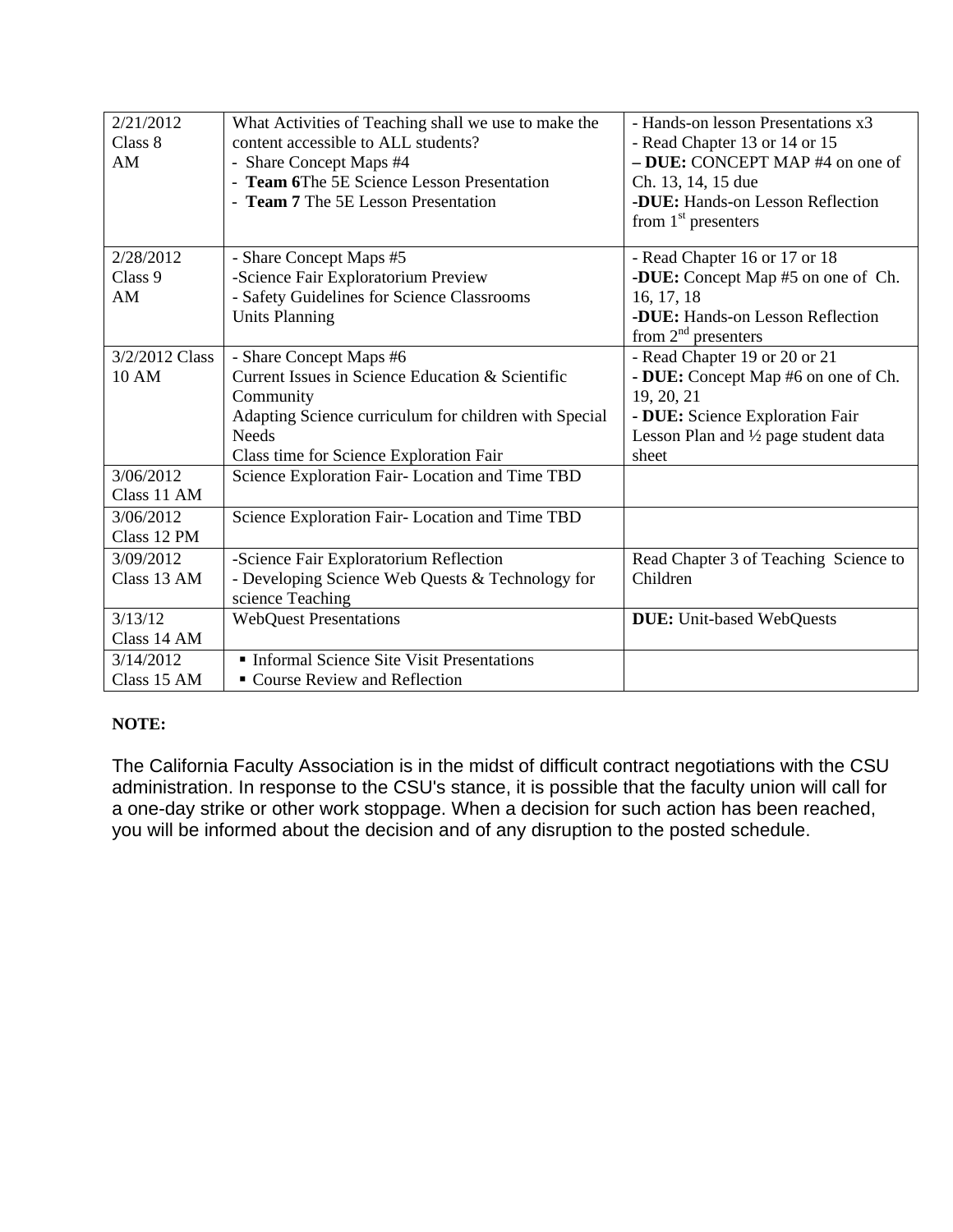| | | |
|---|---|---|
| 2/21/2012<br>Class 8<br>AM | What Activities of Teaching shall we use to make the content accessible to ALL students?<br>- Share Concept Maps #4<br>- **Team 6**The 5E Science Lesson Presentation<br>- **Team 7** The 5E Lesson Presentation | - Hands-on lesson Presentations x3<br>- Read Chapter 13 or 14 or 15<br>**– DUE:** CONCEPT MAP #4 on one of Ch. 13, 14, 15 due<br>**-DUE:** Hands-on Lesson Reflection from 1st presenters |
| 2/28/2012<br>Class 9<br>AM | - Share Concept Maps #5<br>-Science Fair Exploratorium Preview<br>- Safety Guidelines for Science Classrooms<br>Units Planning | - Read Chapter 16 or 17 or 18<br>**-DUE:** Concept Map #5 on one of Ch. 16, 17, 18<br>**-DUE:** Hands-on Lesson Reflection from 2nd presenters |
| 3/2/2012 Class 10 AM | - Share Concept Maps #6<br>Current Issues in Science Education & Scientific Community<br>Adapting Science curriculum for children with Special Needs<br>Class time for Science Exploration Fair | - Read Chapter 19 or 20 or 21<br>**- DUE:** Concept Map #6 on one of Ch. 19, 20, 21<br>**- DUE:** Science Exploration Fair Lesson Plan and ½ page student data sheet |
| 3/06/2012<br>Class 11 AM | Science Exploration Fair- Location and Time TBD | |
| 3/06/2012<br>Class 12 PM | Science Exploration Fair- Location and Time TBD | |
| 3/09/2012<br>Class 13 AM | -Science Fair Exploratorium Reflection<br>- Developing Science Web Quests & Technology for science Teaching | Read Chapter 3 of Teaching Science to Children |
| 3/13/12<br>Class 14 AM | WebQuest Presentations | **DUE:** Unit-based WebQuests |
| 3/14/2012<br>Class 15 AM | ▪ Informal Science Site Visit Presentations<br>▪ Course Review and Reflection | |

**NOTE:**

The California Faculty Association is in the midst of difficult contract negotiations with the CSU administration. In response to the CSU's stance, it is possible that the faculty union will call for a one-day strike or other work stoppage. When a decision for such action has been reached, you will be informed about the decision and of any disruption to the posted schedule.